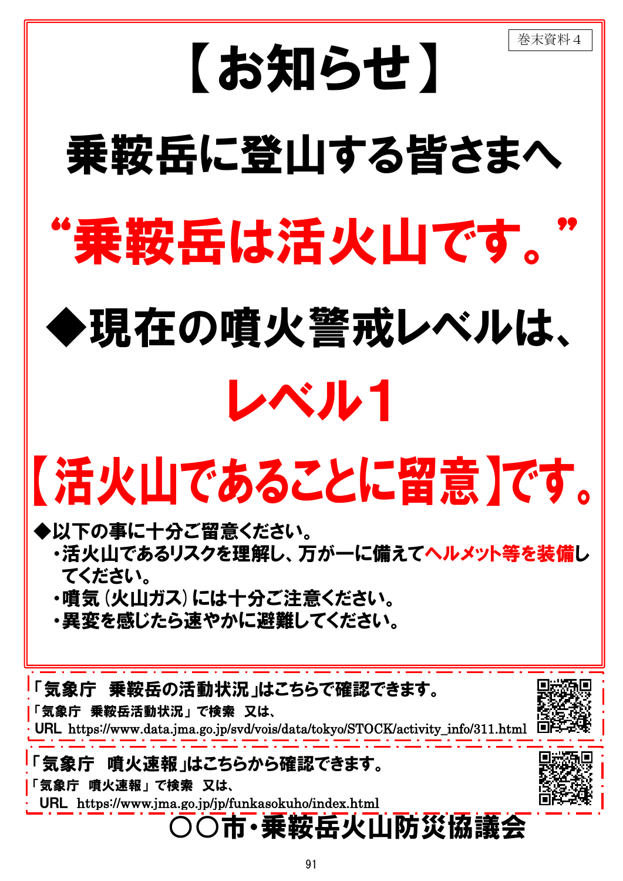巻末資料４

# 【お知らせ】

## 乗鞍岳に登山する皆さまへ

## “乗鞍岳は活火山です。”

## ◆現在の噴火警戒レベルは、

## レベル１

## 【活火山であることに留意】です。

**◆以下の事に十分ご留意ください。**

- **活火山であるリスクを理解し、万が一に備えてヘルメット等を装備してください。**
- **噴気（火山ガス）には十分ご注意ください。**
- **異変を感じたら速やかに避難してください。**

---

**「気象庁　乗鞍岳の活動状況」はこちらで確認できます。**

「気象庁　乗鞍岳活動状況」で検索　又は、

URL https://www.data.jma.go.jp/svd/vois/data/tokyo/STOCK/activity_info/311.html

---

**「気象庁　噴火速報」はこちらから確認できます。**

「気象庁　噴火速報」で検索　又は、

URL https://www.jma.go.jp/jp/funkasokuho/index.html

---

**○○市・乗鞍岳火山防災協議会**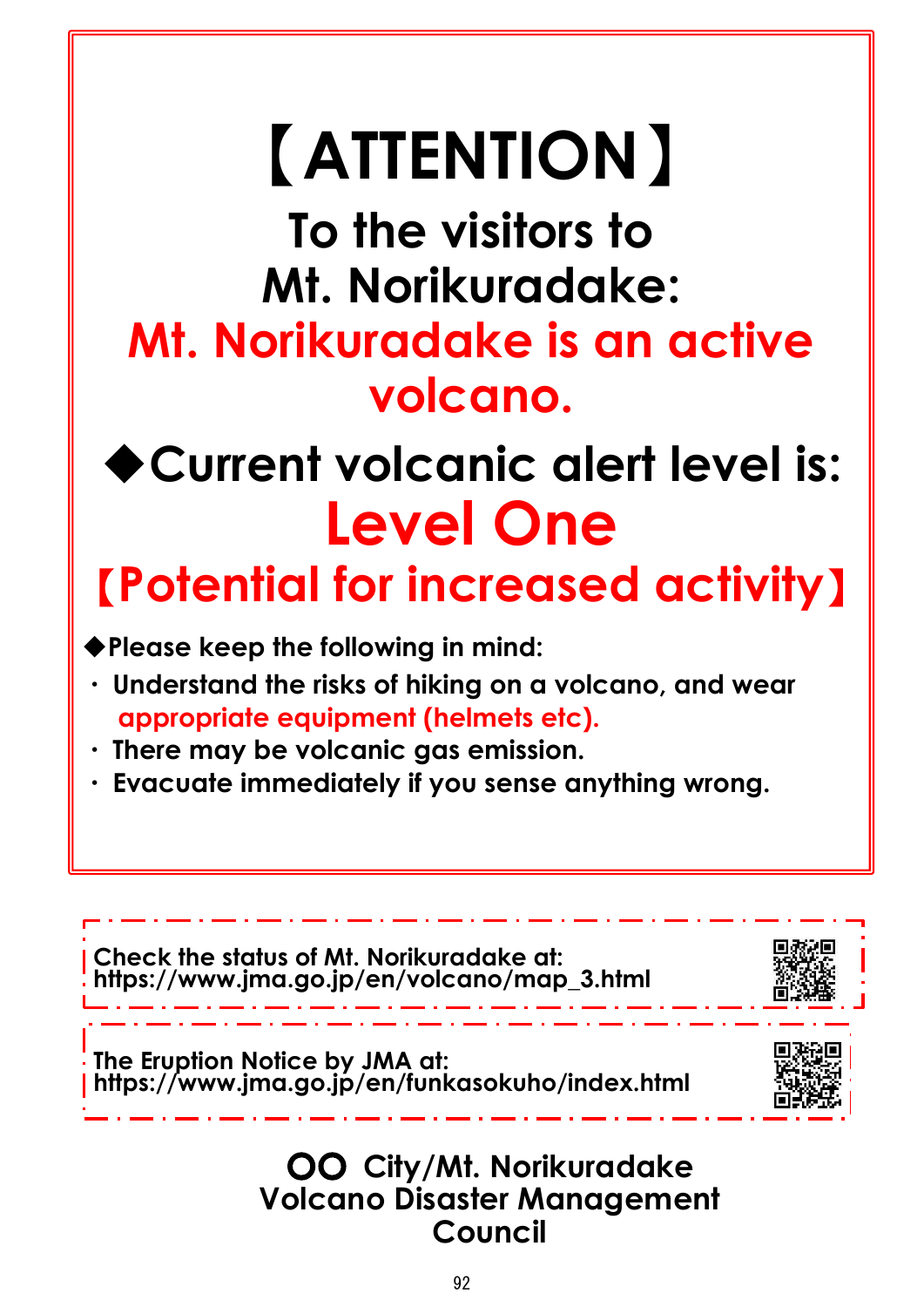# 【ATTENTION】

## To the visitors to Mt. Norikuradake:

## Mt. Norikuradake is an active volcano.

## ◆Current volcanic alert level is:

# Level One

## 【Potential for increased activity】

◆Please keep the following in mind:

・ Understand the risks of hiking on a volcano, and wear appropriate equipment (helmets etc).
・ There may be volcanic gas emission.
・ Evacuate immediately if you sense anything wrong.

Check the status of Mt. Norikuradake at:
https://www.jma.go.jp/en/volcano/map_3.html

The Eruption Notice by JMA at:
https://www.jma.go.jp/en/funkasokuho/index.html

**〇〇 City/Mt. Norikuradake Volcano Disaster Management Council**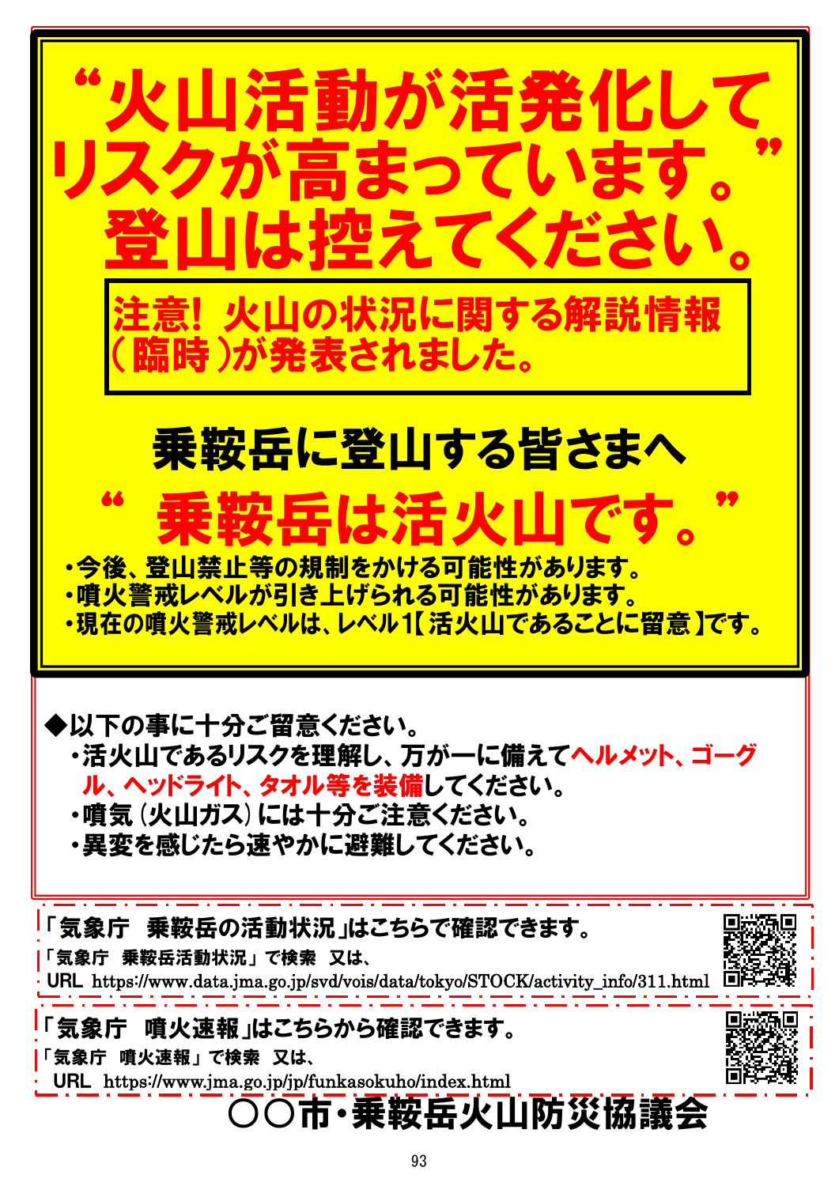# “火山活動が活発化してリスクが高まっています。”登山は控えてください。

**注意！火山の状況に関する解説情報（臨時）が発表されました。**

## 乗鞍岳に登山する皆さまへ

# “乗鞍岳は活火山です。”

- ・今後、登山禁止等の規制をかける可能性があります。
- ・噴火警戒レベルが引き上げられる可能性があります。
- ・現在の噴火警戒レベルは、レベル1【活火山であることに留意】です。

**◆以下の事に十分ご留意ください。**

- ・活火山であるリスクを理解し、万が一に備えて**ヘルメット、ゴーグル、ヘッドライト、タオル等を装備**してください。
- ・噴気（火山ガス）には十分ご注意ください。
- ・異変を感じたら速やかに避難してください。

**「気象庁　乗鞍岳の活動状況」はこちらで確認できます。**
「気象庁　乗鞍岳活動状況」で検索　又は、
URL https://www.data.jma.go.jp/svd/vois/data/tokyo/STOCK/activity_info/311.html

**「気象庁　噴火速報」はこちらから確認できます。**
「気象庁　噴火速報」で検索　又は、
URL https://www.jma.go.jp/jp/funkasokuho/index.html

**〇〇市・乗鞍岳火山防災協議会**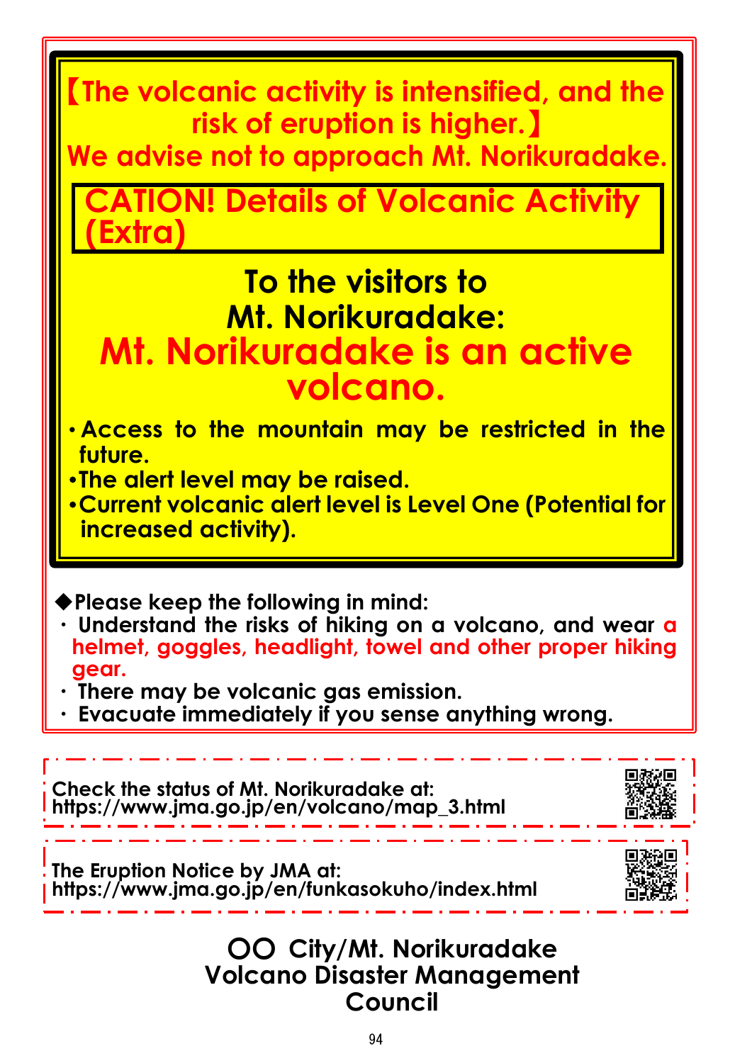**【The volcanic activity is intensified, and the risk of eruption is higher.】**

**We advise not to approach Mt. Norikuradake.**

## CATION! Details of Volcanic Activity (Extra)

# To the visitors to Mt. Norikuradake: Mt. Norikuradake is an active volcano.

- **Access to the mountain may be restricted in the future.**
- **The alert level may be raised.**
- **Current volcanic alert level is Level One (Potential for increased activity).**

◆**Please keep the following in mind:**

- **Understand the risks of hiking on a volcano, and wear a helmet, goggles, headlight, towel and other proper hiking gear.**
- **There may be volcanic gas emission.**
- **Evacuate immediately if you sense anything wrong.**

**Check the status of Mt. Norikuradake at:**
**https://www.jma.go.jp/en/volcano/map_3.html**

**The Eruption Notice by JMA at:**
**https://www.jma.go.jp/en/funkasokuho/index.html**

**〇〇 City/Mt. Norikuradake Volcano Disaster Management Council**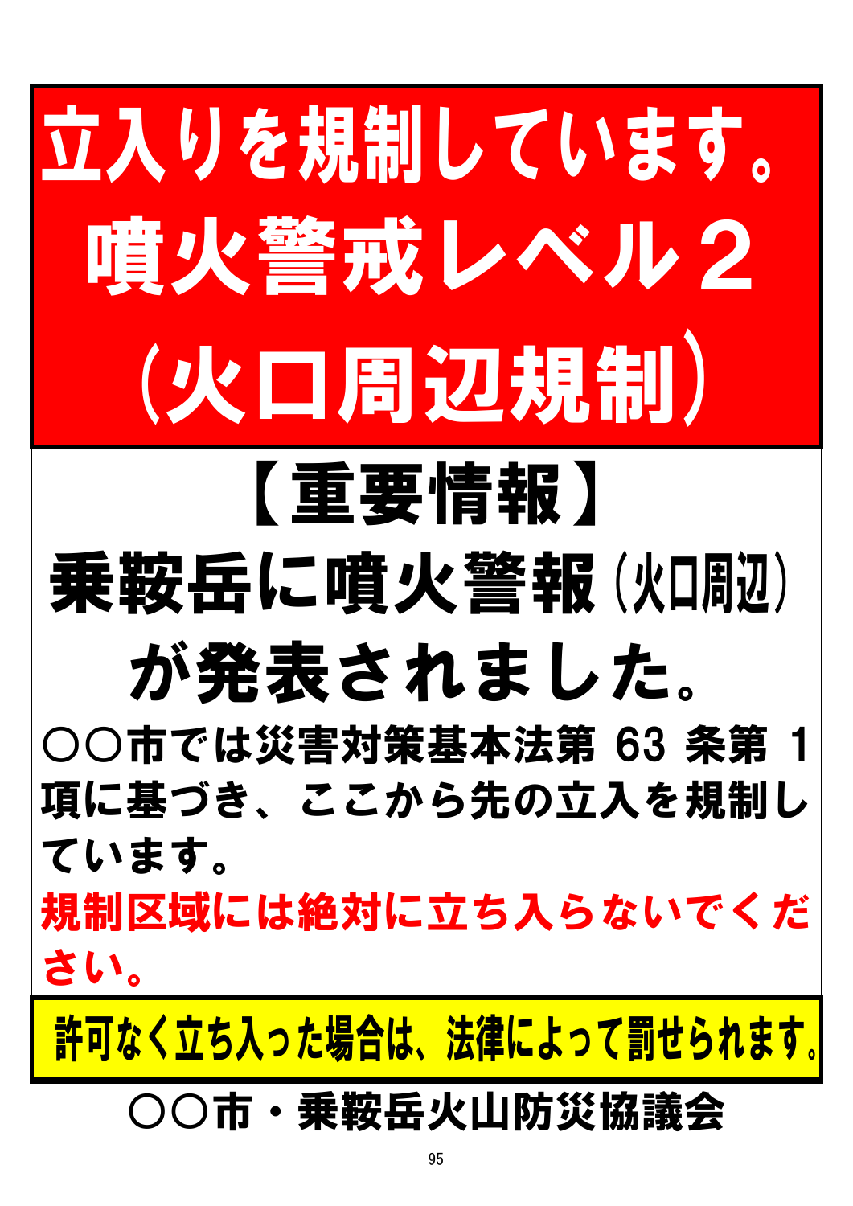# 立入りを規制しています。噴火警戒レベル２（火口周辺規制）

## 【重要情報】

## 乗鞍岳に噴火警報（火口周辺）が発表されました。

〇〇市では災害対策基本法第 63 条第 1 項に基づき、ここから先の立入を規制しています。

**規制区域には絶対に立ち入らないでください。**

**許可なく立ち入った場合は、法律によって罰せられます。**

〇〇市・乗鞍岳火山防災協議会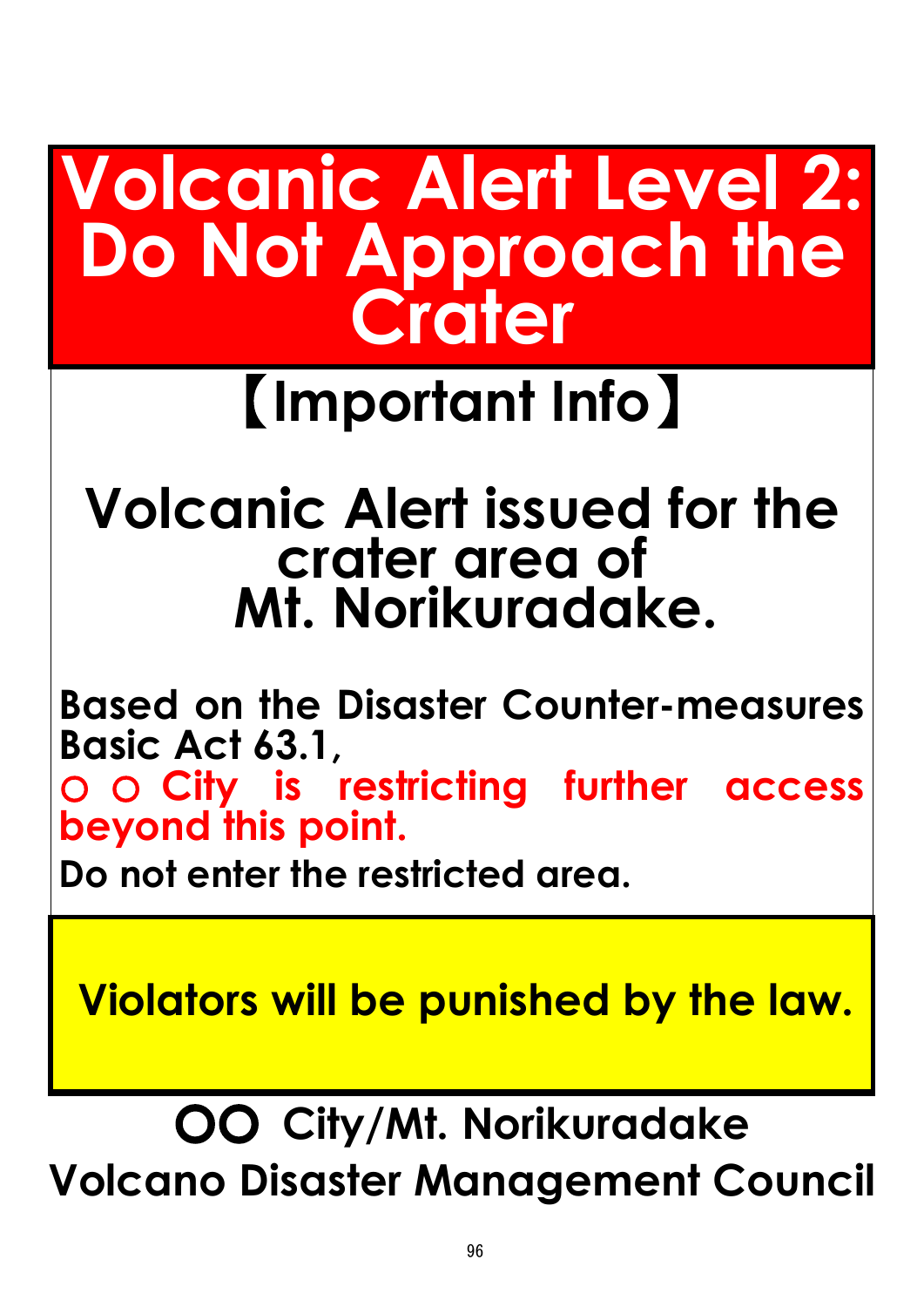# Volcanic Alert Level 2: Do Not Approach the Crater

## 【Important Info】

## Volcanic Alert issued for the crater area of Mt. Norikuradake.

**Based on the Disaster Counter-measures Basic Act 63.1,**
**○ ○ City is restricting further access beyond this point.**
**Do not enter the restricted area.**

**Violators will be punished by the law.**

**OO City/Mt. Norikuradake Volcano Disaster Management Council**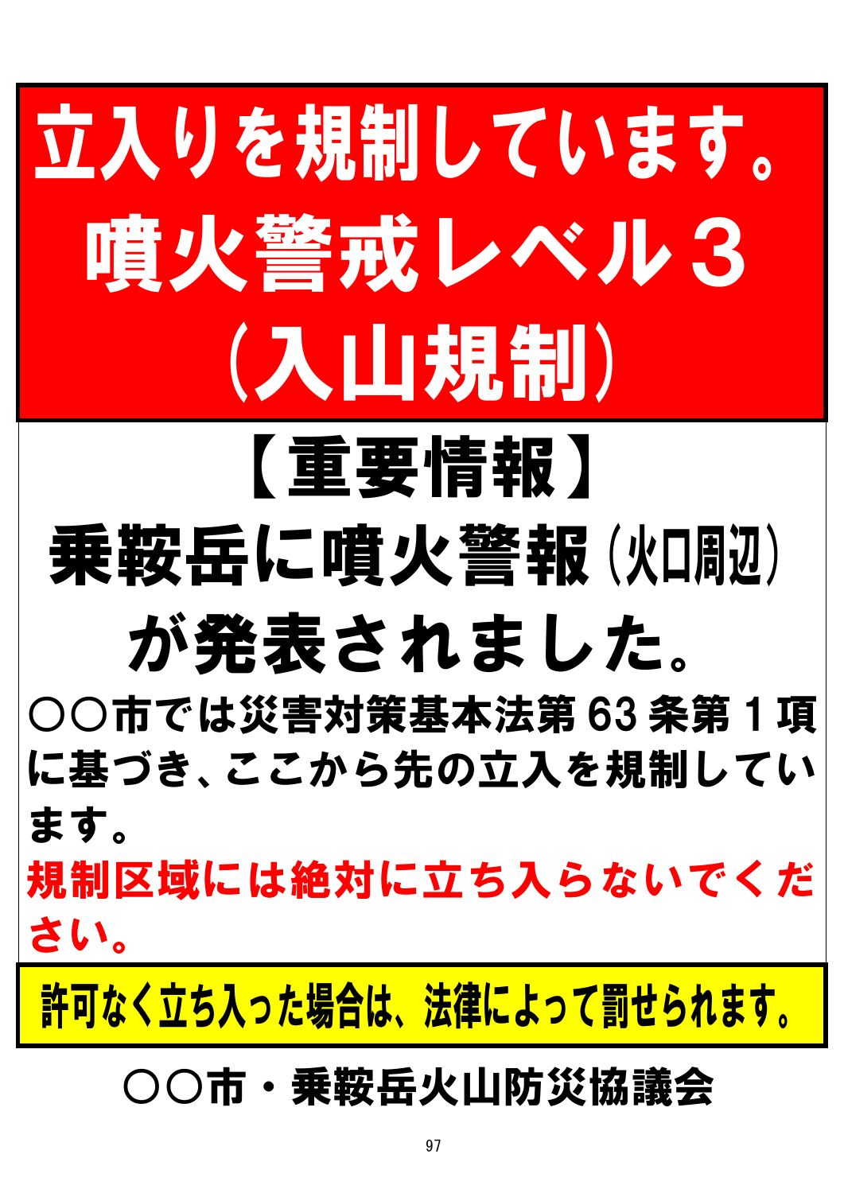# 立入りを規制しています。
# 噴火警戒レベル３
# （入山規制）

## 【重要情報】

## 乗鞍岳に噴火警報（火口周辺）が発表されました。

**○○市では災害対策基本法第 63 条第１項に基づき、ここから先の立入を規制しています。**

**規制区域には絶対に立ち入らないでください。**

**許可なく立ち入った場合は、法律によって罰せられます。**

**○○市・乗鞍岳火山防災協議会**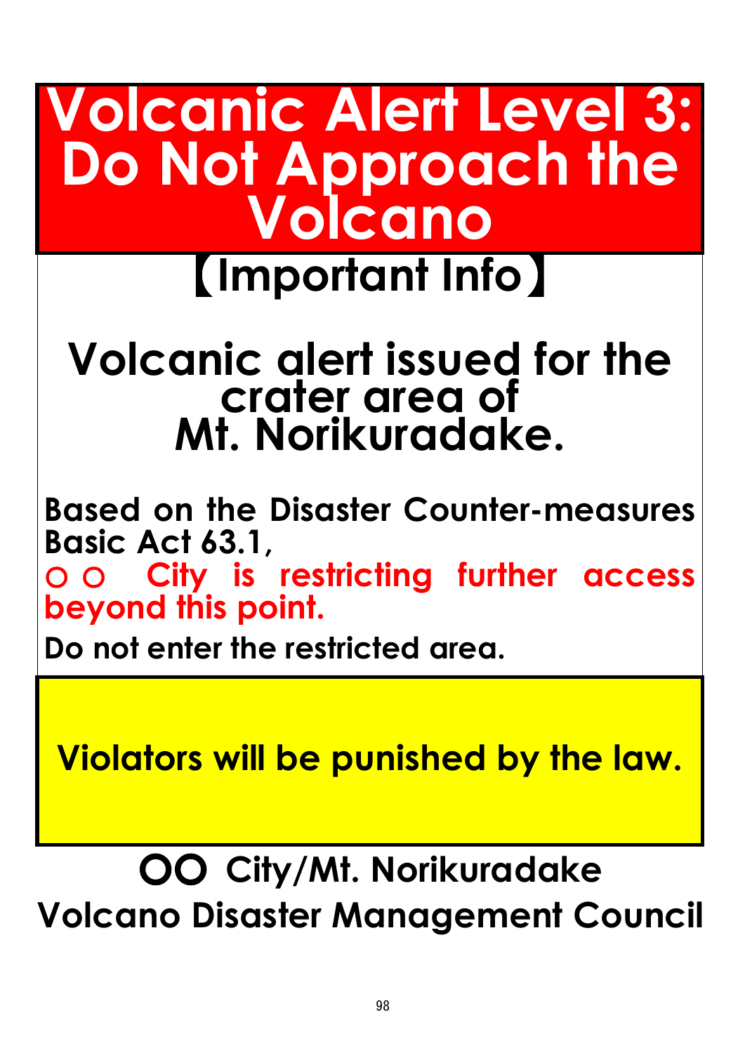# Volcanic Alert Level 3: Do Not Approach the Volcano

## 【Important Info】

## Volcanic alert issued for the crater area of Mt. Norikuradake.

**Based on the Disaster Counter-measures Basic Act 63.1,**
**○ ○ City is restricting further access beyond this point.**
**Do not enter the restricted area.**

**Violators will be punished by the law.**

**○○ City/Mt. Norikuradake**
**Volcano Disaster Management Council**